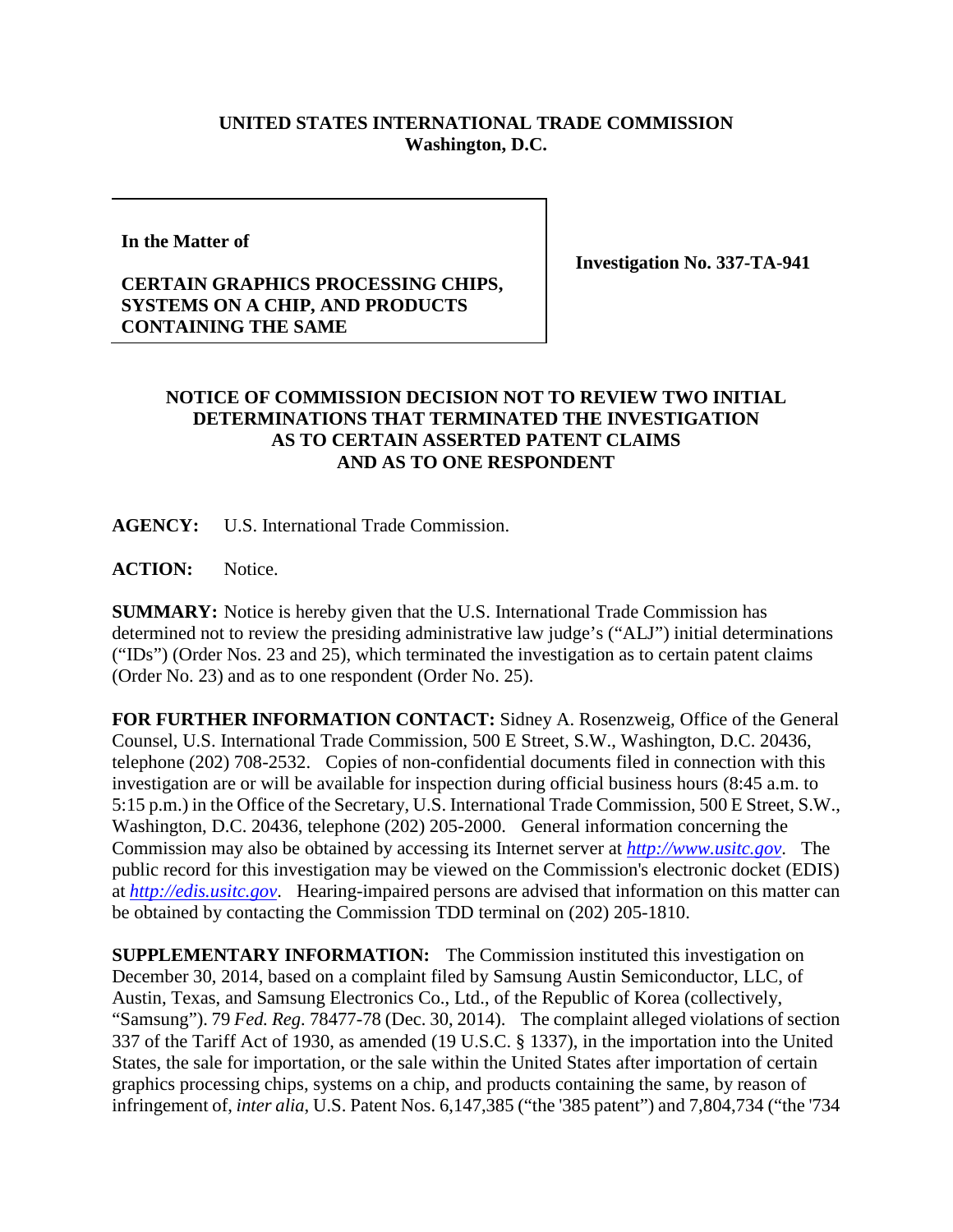**UNITED STATES INTERNATIONAL TRADE COMMISSION**
**Washington, D.C.**

| | |
|---|---|
| **In the Matter of**<br><br>**CERTAIN GRAPHICS PROCESSING CHIPS, SYSTEMS ON A CHIP, AND PRODUCTS CONTAINING THE SAME** | **Investigation No. 337-TA-941** |

**NOTICE OF COMMISSION DECISION NOT TO REVIEW TWO INITIAL DETERMINATIONS THAT TERMINATED THE INVESTIGATION AS TO CERTAIN ASSERTED PATENT CLAIMS AND AS TO ONE RESPONDENT**

**AGENCY:** U.S. International Trade Commission.

**ACTION:** Notice.

**SUMMARY:** Notice is hereby given that the U.S. International Trade Commission has determined not to review the presiding administrative law judge's ("ALJ") initial determinations ("IDs") (Order Nos. 23 and 25), which terminated the investigation as to certain patent claims (Order No. 23) and as to one respondent (Order No. 25).

**FOR FURTHER INFORMATION CONTACT:** Sidney A. Rosenzweig, Office of the General Counsel, U.S. International Trade Commission, 500 E Street, S.W., Washington, D.C. 20436, telephone (202) 708-2532. Copies of non-confidential documents filed in connection with this investigation are or will be available for inspection during official business hours (8:45 a.m. to 5:15 p.m.) in the Office of the Secretary, U.S. International Trade Commission, 500 E Street, S.W., Washington, D.C. 20436, telephone (202) 205-2000. General information concerning the Commission may also be obtained by accessing its Internet server at *http://www.usitc.gov*. The public record for this investigation may be viewed on the Commission's electronic docket (EDIS) at *http://edis.usitc.gov*. Hearing-impaired persons are advised that information on this matter can be obtained by contacting the Commission TDD terminal on (202) 205-1810.

**SUPPLEMENTARY INFORMATION:** The Commission instituted this investigation on December 30, 2014, based on a complaint filed by Samsung Austin Semiconductor, LLC, of Austin, Texas, and Samsung Electronics Co., Ltd., of the Republic of Korea (collectively, "Samsung"). 79 *Fed. Reg.* 78477-78 (Dec. 30, 2014). The complaint alleged violations of section 337 of the Tariff Act of 1930, as amended (19 U.S.C. § 1337), in the importation into the United States, the sale for importation, or the sale within the United States after importation of certain graphics processing chips, systems on a chip, and products containing the same, by reason of infringement of, *inter alia*, U.S. Patent Nos. 6,147,385 ("the '385 patent") and 7,804,734 ("the '734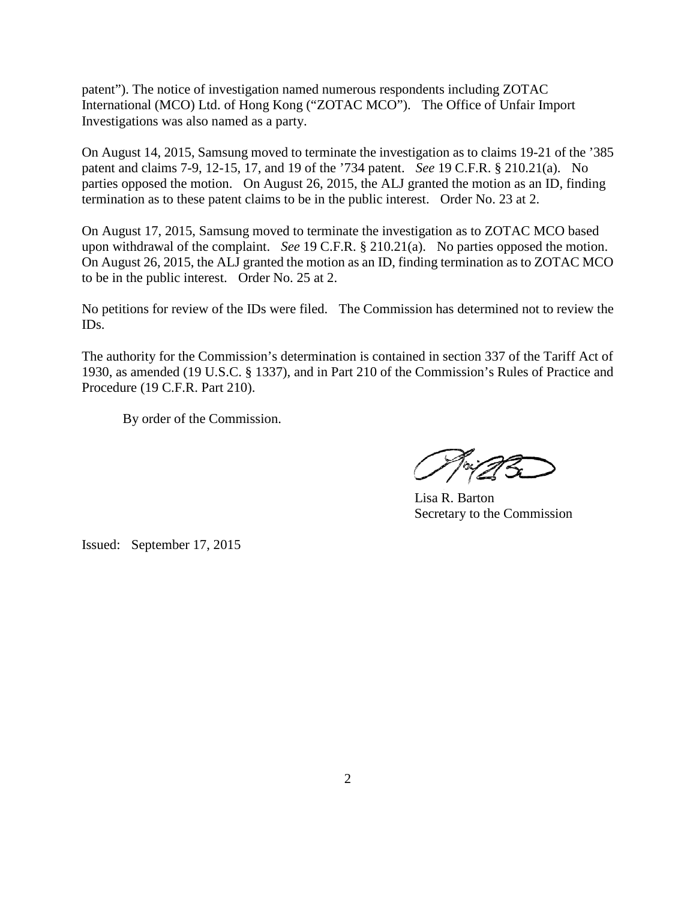patent"). The notice of investigation named numerous respondents including ZOTAC International (MCO) Ltd. of Hong Kong ("ZOTAC MCO"). The Office of Unfair Import Investigations was also named as a party.

On August 14, 2015, Samsung moved to terminate the investigation as to claims 19-21 of the '385 patent and claims 7-9, 12-15, 17, and 19 of the '734 patent. *See* 19 C.F.R. § 210.21(a). No parties opposed the motion. On August 26, 2015, the ALJ granted the motion as an ID, finding termination as to these patent claims to be in the public interest. Order No. 23 at 2.

On August 17, 2015, Samsung moved to terminate the investigation as to ZOTAC MCO based upon withdrawal of the complaint. *See* 19 C.F.R. § 210.21(a). No parties opposed the motion. On August 26, 2015, the ALJ granted the motion as an ID, finding termination as to ZOTAC MCO to be in the public interest. Order No. 25 at 2.

No petitions for review of the IDs were filed. The Commission has determined not to review the IDs.

The authority for the Commission's determination is contained in section 337 of the Tariff Act of 1930, as amended (19 U.S.C. § 1337), and in Part 210 of the Commission's Rules of Practice and Procedure (19 C.F.R. Part 210).

By order of the Commission.

Lisa R. Barton
Secretary to the Commission

Issued: September 17, 2015